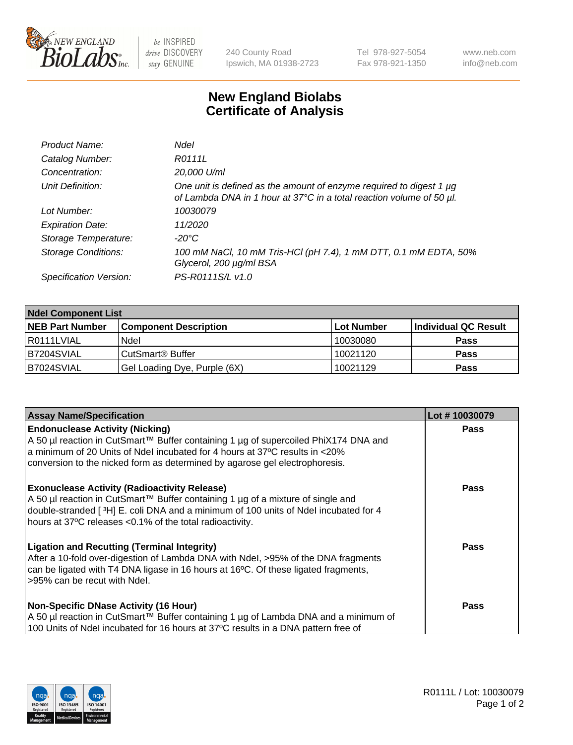# New England Biolabs Certificate of Analysis

| | |
|---|---|
| *Product Name:* | *NdeI* |
| *Catalog Number:* | *R0111L* |
| *Concentration:* | *20,000 U/ml* |
| *Unit Definition:* | *One unit is defined as the amount of enzyme required to digest 1 µg of Lambda DNA in 1 hour at 37°C in a total reaction volume of 50 µl.* |
| *Lot Number:* | *10030079* |
| *Expiration Date:* | *11/2020* |
| *Storage Temperature:* | *-20°C* |
| *Storage Conditions:* | *100 mM NaCl, 10 mM Tris-HCl (pH 7.4), 1 mM DTT, 0.1 mM EDTA, 50% Glycerol, 200 µg/ml BSA* |
| *Specification Version:* | *PS-R0111S/L v1.0* |

| NdeI Component List | | | |
|---|---|---|---|
| **NEB Part Number** | **Component Description** | **Lot Number** | **Individual QC Result** |
| R0111LVIAL | NdeI | 10030080 | **Pass** |
| B7204SVIAL | CutSmart® Buffer | 10021120 | **Pass** |
| B7024SVIAL | Gel Loading Dye, Purple (6X) | 10021129 | **Pass** |

| Assay Name/Specification | Lot # 10030079 |
|---|---|
| **Endonuclease Activity (Nicking)**<br>A 50 µl reaction in CutSmart™ Buffer containing 1 µg of supercoiled PhiX174 DNA and a minimum of 20 Units of NdeI incubated for 4 hours at 37ºC results in <20% conversion to the nicked form as determined by agarose gel electrophoresis. | **Pass** |
| **Exonuclease Activity (Radioactivity Release)**<br>A 50 µl reaction in CutSmart™ Buffer containing 1 µg of a mixture of single and double-stranded [ $^3$H] E. coli DNA and a minimum of 100 units of NdeI incubated for 4 hours at 37ºC releases <0.1% of the total radioactivity. | **Pass** |
| **Ligation and Recutting (Terminal Integrity)**<br>After a 10-fold over-digestion of Lambda DNA with NdeI, >95% of the DNA fragments can be ligated with T4 DNA ligase in 16 hours at 16ºC. Of these ligated fragments, >95% can be recut with NdeI. | **Pass** |
| **Non-Specific DNase Activity (16 Hour)**<br>A 50 µl reaction in CutSmart™ Buffer containing 1 µg of Lambda DNA and a minimum of 100 Units of NdeI incubated for 16 hours at 37ºC results in a DNA pattern free of | **Pass** |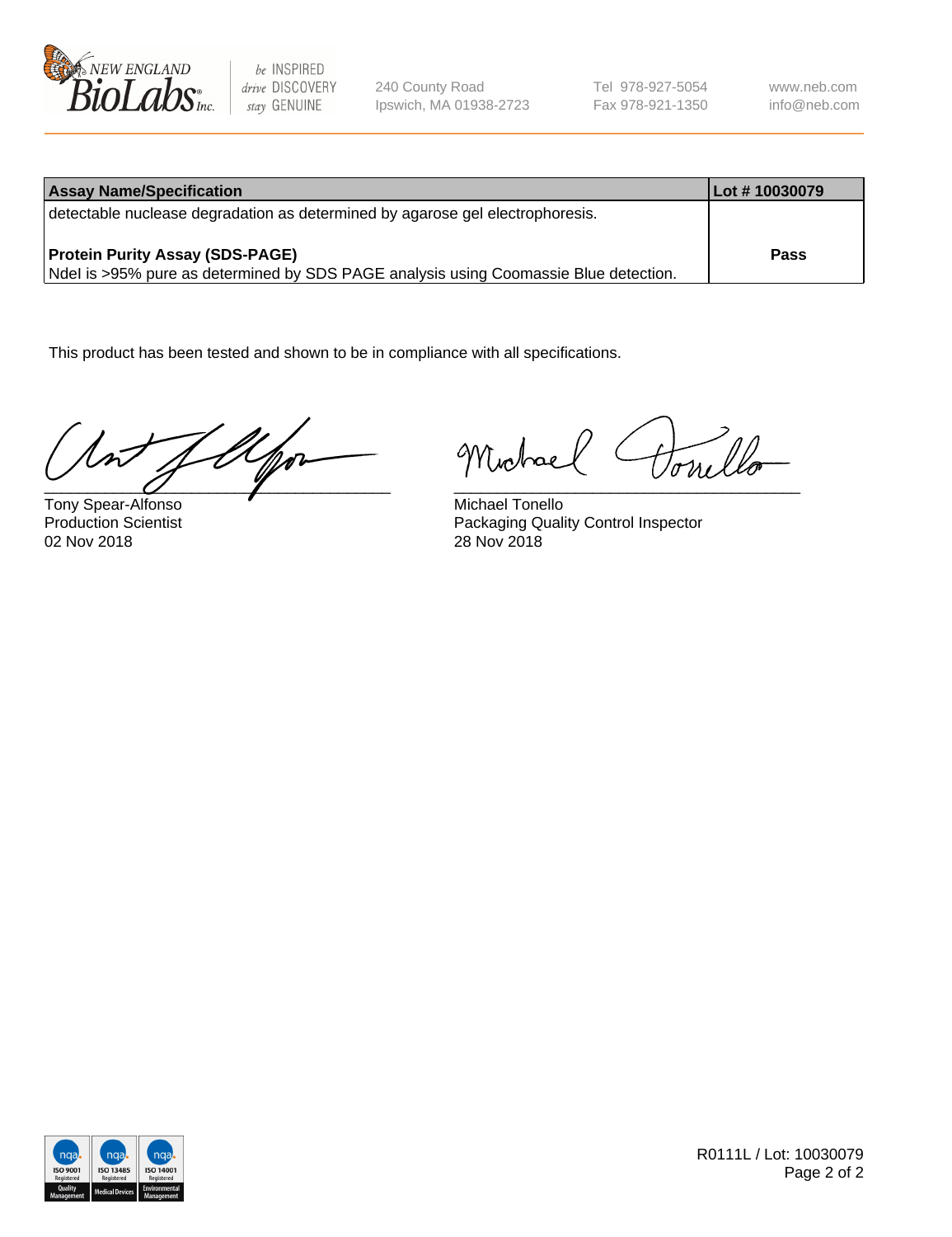| Assay Name/Specification | Lot # 10030079 |
|---|---|
| detectable nuclease degradation as determined by agarose gel electrophoresis. | |
| **Protein Purity Assay (SDS-PAGE)**<br>NdeI is >95% pure as determined by SDS PAGE analysis using Coomassie Blue detection. | **Pass** |

This product has been tested and shown to be in compliance with all specifications.

Tony Spear-Alfonso
Production Scientist
02 Nov 2018

Michael Tonello
Packaging Quality Control Inspector
28 Nov 2018

R0111L / Lot: 10030079